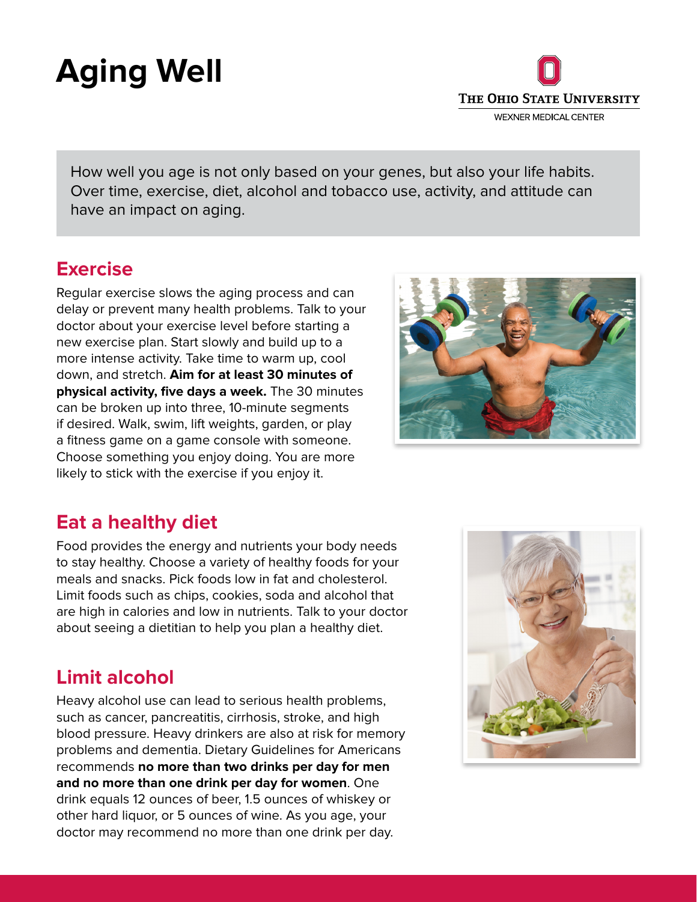# Aging Well

THE OHIO STATE UNIVERSITY
WEXNER MEDICAL CENTER

How well you age is not only based on your genes, but also your life habits. Over time, exercise, diet, alcohol and tobacco use, activity, and attitude can have an impact on aging.

## Exercise

Regular exercise slows the aging process and can delay or prevent many health problems. Talk to your doctor about your exercise level before starting a new exercise plan. Start slowly and build up to a more intense activity. Take time to warm up, cool down, and stretch. **Aim for at least 30 minutes of physical activity, five days a week.** The 30 minutes can be broken up into three, 10-minute segments if desired. Walk, swim, lift weights, garden, or play a fitness game on a game console with someone. Choose something you enjoy doing. You are more likely to stick with the exercise if you enjoy it.

## Eat a healthy diet

Food provides the energy and nutrients your body needs to stay healthy. Choose a variety of healthy foods for your meals and snacks. Pick foods low in fat and cholesterol. Limit foods such as chips, cookies, soda and alcohol that are high in calories and low in nutrients. Talk to your doctor about seeing a dietitian to help you plan a healthy diet.

## Limit alcohol

Heavy alcohol use can lead to serious health problems, such as cancer, pancreatitis, cirrhosis, stroke, and high blood pressure. Heavy drinkers are also at risk for memory problems and dementia. Dietary Guidelines for Americans recommends **no more than two drinks per day for men and no more than one drink per day for women**. One drink equals 12 ounces of beer, 1.5 ounces of whiskey or other hard liquor, or 5 ounces of wine. As you age, your doctor may recommend no more than one drink per day.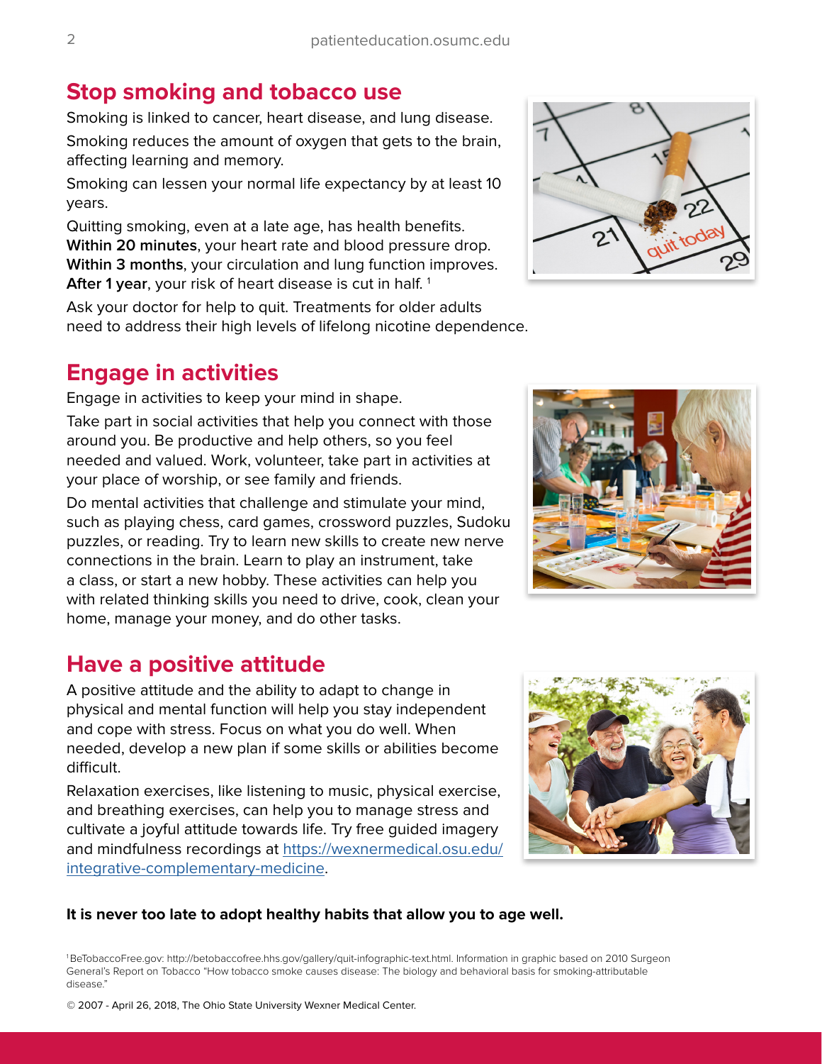## Stop smoking and tobacco use

Smoking is linked to cancer, heart disease, and lung disease.

Smoking reduces the amount of oxygen that gets to the brain, affecting learning and memory.

Smoking can lessen your normal life expectancy by at least 10 years.

Quitting smoking, even at a late age, has health benefits. **Within 20 minutes**, your heart rate and blood pressure drop. **Within 3 months**, your circulation and lung function improves. **After 1 year**, your risk of heart disease is cut in half. [1]

Ask your doctor for help to quit. Treatments for older adults need to address their high levels of lifelong nicotine dependence.

## Engage in activities

Engage in activities to keep your mind in shape.

Take part in social activities that help you connect with those around you. Be productive and help others, so you feel needed and valued. Work, volunteer, take part in activities at your place of worship, or see family and friends.

Do mental activities that challenge and stimulate your mind, such as playing chess, card games, crossword puzzles, Sudoku puzzles, or reading. Try to learn new skills to create new nerve connections in the brain. Learn to play an instrument, take a class, or start a new hobby. These activities can help you with related thinking skills you need to drive, cook, clean your home, manage your money, and do other tasks.

## Have a positive attitude

A positive attitude and the ability to adapt to change in physical and mental function will help you stay independent and cope with stress. Focus on what you do well. When needed, develop a new plan if some skills or abilities become difficult.

Relaxation exercises, like listening to music, physical exercise, and breathing exercises, can help you to manage stress and cultivate a joyful attitude towards life. Try free guided imagery and mindfulness recordings at https://wexnermedical.osu.edu/integrative-complementary-medicine.

**It is never too late to adopt healthy habits that allow you to age well.**

[1] BeTobaccoFree.gov: http://betobaccofree.hhs.gov/gallery/quit-infographic-text.html. Information in graphic based on 2010 Surgeon General's Report on Tobacco "How tobacco smoke causes disease: The biology and behavioral basis for smoking-attributable disease."

© 2007 - April 26, 2018, The Ohio State University Wexner Medical Center.